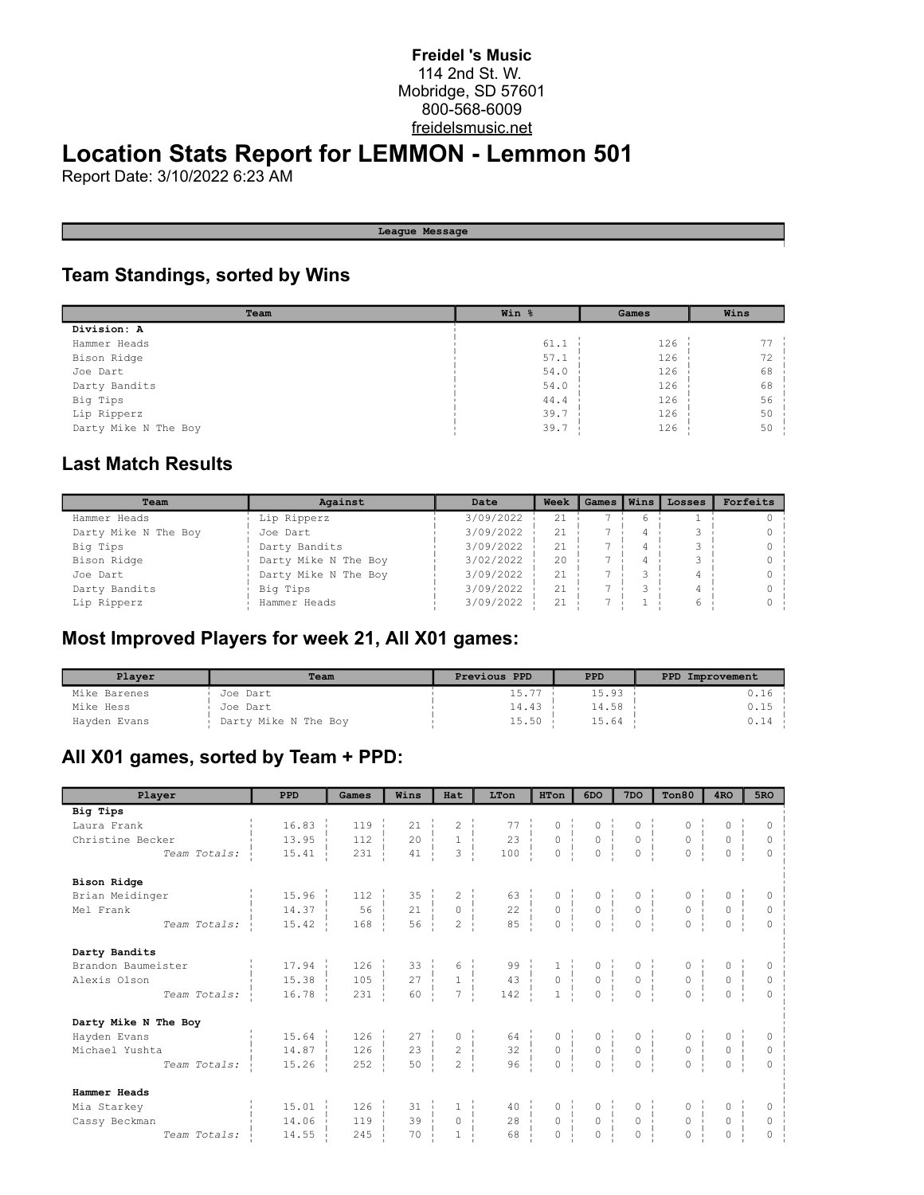**Freidel 's Music**
114 2nd St. W.
Mobridge, SD 57601
800-568-6009
freidelsmusic.net

# Location Stats Report for LEMMON - Lemmon 501

Report Date: 3/10/2022 6:23 AM

| League Message |
|---|

## Team Standings, sorted by Wins

| Team | Win % | Games | Wins |
|---|---|---|---|
| **Division: A** | | | |
| Hammer Heads | 61.1 | 126 | 77 |
| Bison Ridge | 57.1 | 126 | 72 |
| Joe Dart | 54.0 | 126 | 68 |
| Darty Bandits | 54.0 | 126 | 68 |
| Big Tips | 44.4 | 126 | 56 |
| Lip Ripperz | 39.7 | 126 | 50 |
| Darty Mike N The Boy | 39.7 | 126 | 50 |

## Last Match Results

| Team | Against | Date | Week | Games | Wins | Losses | Forfeits |
|---|---|---|---|---|---|---|---|
| Hammer Heads | Lip Ripperz | 3/09/2022 | 21 | 7 | 6 | 1 | 0 |
| Darty Mike N The Boy | Joe Dart | 3/09/2022 | 21 | 7 | 4 | 3 | 0 |
| Big Tips | Darty Bandits | 3/09/2022 | 21 | 7 | 4 | 3 | 0 |
| Bison Ridge | Darty Mike N The Boy | 3/02/2022 | 20 | 7 | 4 | 3 | 0 |
| Joe Dart | Darty Mike N The Boy | 3/09/2022 | 21 | 7 | 3 | 4 | 0 |
| Darty Bandits | Big Tips | 3/09/2022 | 21 | 7 | 3 | 4 | 0 |
| Lip Ripperz | Hammer Heads | 3/09/2022 | 21 | 7 | 1 | 6 | 0 |

## Most Improved Players for week 21, All X01 games:

| Player | Team | Previous PPD | PPD | PPD Improvement |
|---|---|---|---|---|
| Mike Barenes | Joe Dart | 15.77 | 15.93 | 0.16 |
| Mike Hess | Joe Dart | 14.43 | 14.58 | 0.15 |
| Hayden Evans | Darty Mike N The Boy | 15.50 | 15.64 | 0.14 |

## All X01 games, sorted by Team + PPD:

| Player | PPD | Games | Wins | Hat | LTon | HTon | 6DO | 7DO | Ton80 | 4RO | 5RO |
|---|---|---|---|---|---|---|---|---|---|---|---|
| **Big Tips** | | | | | | | | | | | |
| Laura Frank | 16.83 | 119 | 21 | 2 | 77 | 0 | 0 | 0 | 0 | 0 | 0 |
| Christine Becker | 13.95 | 112 | 20 | 1 | 23 | 0 | 0 | 0 | 0 | 0 | 0 |
| *Team Totals:* | 15.41 | 231 | 41 | 3 | 100 | 0 | 0 | 0 | 0 | 0 | 0 |
| **Bison Ridge** | | | | | | | | | | | |
| Brian Meidinger | 15.96 | 112 | 35 | 2 | 63 | 0 | 0 | 0 | 0 | 0 | 0 |
| Mel Frank | 14.37 | 56 | 21 | 0 | 22 | 0 | 0 | 0 | 0 | 0 | 0 |
| *Team Totals:* | 15.42 | 168 | 56 | 2 | 85 | 0 | 0 | 0 | 0 | 0 | 0 |
| **Darty Bandits** | | | | | | | | | | | |
| Brandon Baumeister | 17.94 | 126 | 33 | 6 | 99 | 1 | 0 | 0 | 0 | 0 | 0 |
| Alexis Olson | 15.38 | 105 | 27 | 1 | 43 | 0 | 0 | 0 | 0 | 0 | 0 |
| *Team Totals:* | 16.78 | 231 | 60 | 7 | 142 | 1 | 0 | 0 | 0 | 0 | 0 |
| **Darty Mike N The Boy** | | | | | | | | | | | |
| Hayden Evans | 15.64 | 126 | 27 | 0 | 64 | 0 | 0 | 0 | 0 | 0 | 0 |
| Michael Yushta | 14.87 | 126 | 23 | 2 | 32 | 0 | 0 | 0 | 0 | 0 | 0 |
| *Team Totals:* | 15.26 | 252 | 50 | 2 | 96 | 0 | 0 | 0 | 0 | 0 | 0 |
| **Hammer Heads** | | | | | | | | | | | |
| Mia Starkey | 15.01 | 126 | 31 | 1 | 40 | 0 | 0 | 0 | 0 | 0 | 0 |
| Cassy Beckman | 14.06 | 119 | 39 | 0 | 28 | 0 | 0 | 0 | 0 | 0 | 0 |
| *Team Totals:* | 14.55 | 245 | 70 | 1 | 68 | 0 | 0 | 0 | 0 | 0 | 0 |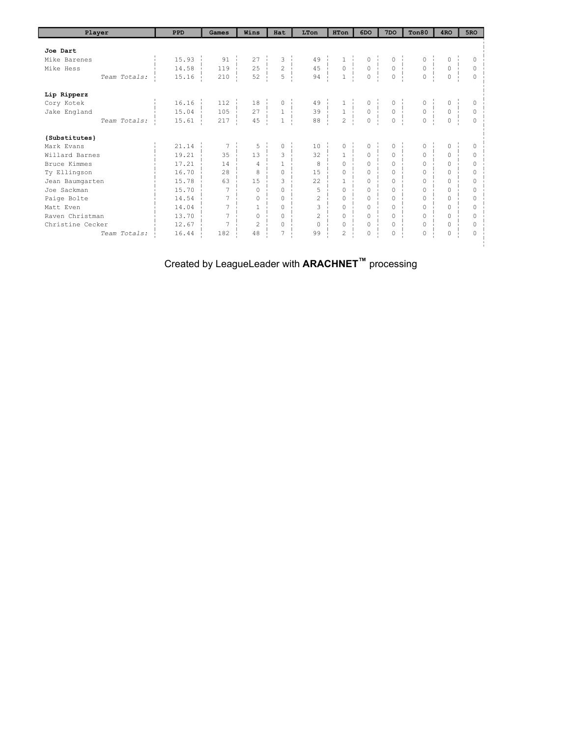| Player | PPD | Games | Wins | Hat | LTon | HTon | 6DO | 7DO | Ton80 | 4RO | 5RO |
|---|---|---|---|---|---|---|---|---|---|---|---|
| **Joe Dart** | | | | | | | | | | | |
| Mike Barenes | 15.93 | 91 | 27 | 3 | 49 | 1 | 0 | 0 | 0 | 0 | 0 |
| Mike Hess | 14.58 | 119 | 25 | 2 | 45 | 0 | 0 | 0 | 0 | 0 | 0 |
| *Team Totals:* | 15.16 | 210 | 52 | 5 | 94 | 1 | 0 | 0 | 0 | 0 | 0 |
| **Lip Ripperz** | | | | | | | | | | | |
| Cory Kotek | 16.16 | 112 | 18 | 0 | 49 | 1 | 0 | 0 | 0 | 0 | 0 |
| Jake England | 15.04 | 105 | 27 | 1 | 39 | 1 | 0 | 0 | 0 | 0 | 0 |
| *Team Totals:* | 15.61 | 217 | 45 | 1 | 88 | 2 | 0 | 0 | 0 | 0 | 0 |
| **{Substitutes}** | | | | | | | | | | | |
| Mark Evans | 21.14 | 7 | 5 | 0 | 10 | 0 | 0 | 0 | 0 | 0 | 0 |
| Willard Barnes | 19.21 | 35 | 13 | 3 | 32 | 1 | 0 | 0 | 0 | 0 | 0 |
| Bruce Kimmes | 17.21 | 14 | 4 | 1 | 8 | 0 | 0 | 0 | 0 | 0 | 0 |
| Ty Ellingson | 16.70 | 28 | 8 | 0 | 15 | 0 | 0 | 0 | 0 | 0 | 0 |
| Jean Baumgarten | 15.78 | 63 | 15 | 3 | 22 | 1 | 0 | 0 | 0 | 0 | 0 |
| Joe Sackman | 15.70 | 7 | 0 | 0 | 5 | 0 | 0 | 0 | 0 | 0 | 0 |
| Paige Bolte | 14.54 | 7 | 0 | 0 | 2 | 0 | 0 | 0 | 0 | 0 | 0 |
| Matt Even | 14.04 | 7 | 1 | 0 | 3 | 0 | 0 | 0 | 0 | 0 | 0 |
| Raven Christman | 13.70 | 7 | 0 | 0 | 2 | 0 | 0 | 0 | 0 | 0 | 0 |
| Christine Cecker | 12.67 | 7 | 2 | 0 | 0 | 0 | 0 | 0 | 0 | 0 | 0 |
| *Team Totals:* | 16.44 | 182 | 48 | 7 | 99 | 2 | 0 | 0 | 0 | 0 | 0 |

Created by LeagueLeader with **ARACHNET**™ processing